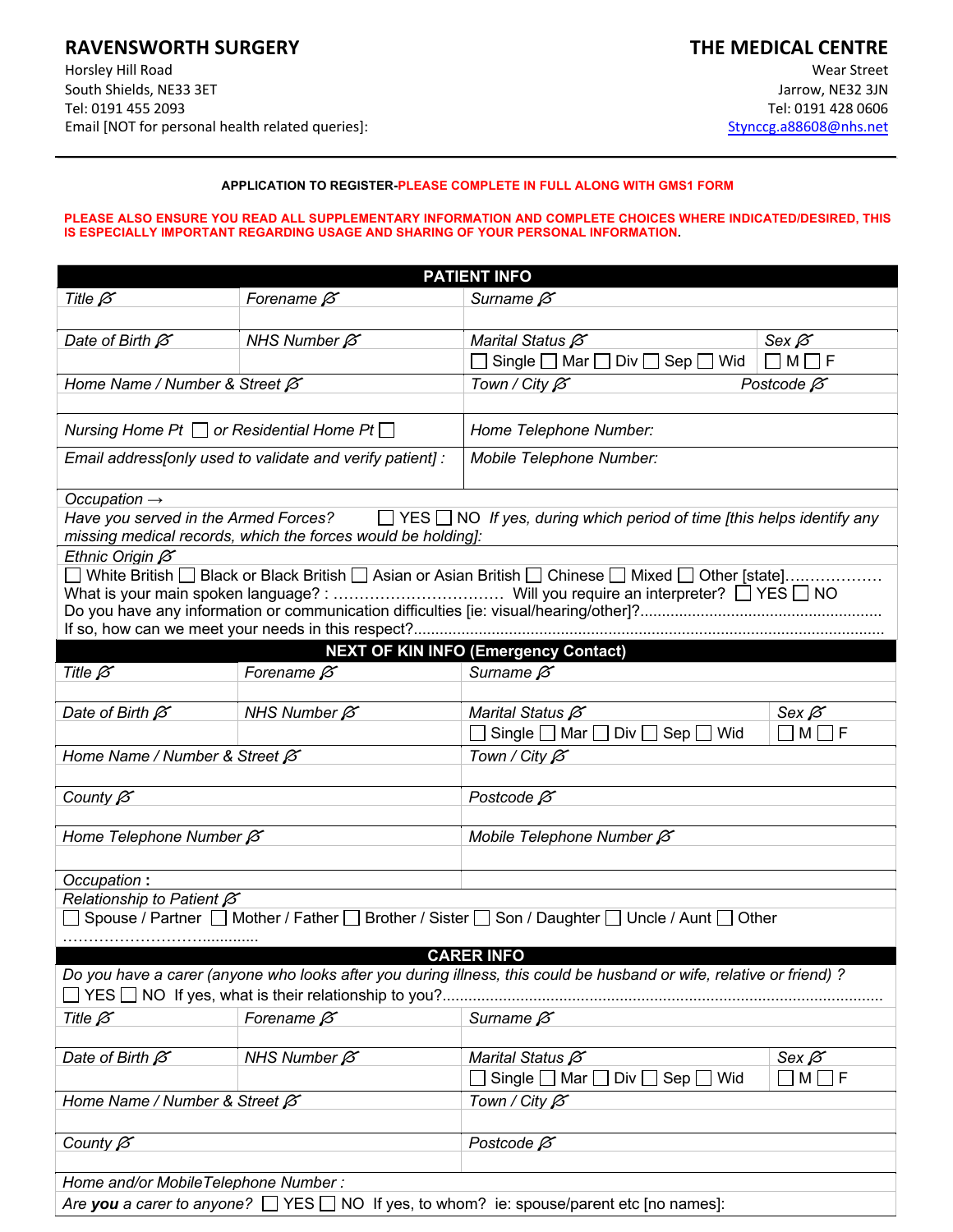**RAVENSWORTH SURGERY**
Horsley Hill Road
South Shields, NE33 3ET
Tel: 0191 455 2093
Email [NOT for personal health related queries]:

**THE MEDICAL CENTRE**
Wear Street
Jarrow, NE32 3JN
Tel: 0191 428 0606
Styncc​g.a88608@nhs.net

---

**APPLICATION TO REGISTER-PLEASE COMPLETE IN FULL ALONG WITH GMS1 FORM**

**PLEASE ALSO ENSURE YOU READ ALL SUPPLEMENTARY INFORMATION AND COMPLETE CHOICES WHERE INDICATED/DESIRED, THIS IS ESPECIALLY IMPORTANT REGARDING USAGE AND SHARING OF YOUR PERSONAL INFORMATION.**

## PATIENT INFO

| *Title* ✎ | *Forename* ✎ | *Surname* ✎ | |
|---|---|---|---|
| | | | |
| *Date of Birth* ✎ | *NHS Number* ✎ | *Marital Status* ✎ ☐ Single ☐ Mar ☐ Div ☐ Sep ☐ Wid | *Sex* ✎ ☐ M ☐ F |
| *Home Name / Number & Street* ✎ | | *Town / City* ✎ | *Postcode* ✎ |
| | | | |
| *Nursing Home Pt* ☐ *or Residential Home Pt* ☐ | | *Home Telephone Number:* | |
| *Email address[only used to validate and verify patient] :* | | *Mobile Telephone Number:* | |

*Occupation* →

*Have you served in the Armed Forces?* ☐ YES ☐ NO *If yes, during which period of time [this helps identify any missing medical records, which the forces would be holding]:*

*Ethnic Origin* ✎

☐ White British ☐ Black or Black British ☐ Asian or Asian British ☐ Chinese ☐ Mixed ☐ Other [state]………………

What is your main spoken language? : …………………………… Will you require an interpreter? ☐ YES ☐ NO

Do you have any information or communication difficulties [ie: visual/hearing/other]?…………………………………………

If so, how can we meet your needs in this respect?……………………………………………………………………………………

## NEXT OF KIN INFO (Emergency Contact)

| *Title* ✎ | *Forename* ✎ | *Surname* ✎ | |
|---|---|---|---|
| | | | |
| *Date of Birth* ✎ | *NHS Number* ✎ | *Marital Status* ✎ ☐ Single ☐ Mar ☐ Div ☐ Sep ☐ Wid | *Sex* ✎ ☐ M ☐ F |
| *Home Name / Number & Street* ✎ | | *Town / City* ✎ | |
| | | | |
| *County* ✎ | | *Postcode* ✎ | |
| | | | |
| *Home Telephone Number* ✎ | | *Mobile Telephone Number* ✎ | |
| | | | |
| *Occupation* **:** | | | |

*Relationship to Patient* ✎

☐ Spouse / Partner ☐ Mother / Father ☐ Brother / Sister ☐ Son / Daughter ☐ Uncle / Aunt ☐ Other ……………………………..........

## CARER INFO

*Do you have a carer (anyone who looks after you during illness, this could be husband or wife, relative or friend) ?*

☐ YES ☐ NO If yes, what is their relationship to you?……………………………………………………………………………

| *Title* ✎ | *Forename* ✎ | *Surname* ✎ | |
|---|---|---|---|
| | | | |
| *Date of Birth* ✎ | *NHS Number* ✎ | *Marital Status* ✎ ☐ Single ☐ Mar ☐ Div ☐ Sep ☐ Wid | *Sex* ✎ ☐ M ☐ F |
| *Home Name / Number & Street* ✎ | | *Town / City* ✎ | |
| | | | |
| *County* ✎ | | *Postcode* ✎ | |
| | | | |

*Home and/or MobileTelephone Number :*

*Are **you** a carer to anyone?* ☐ YES ☐ NO If yes, to whom? ie: spouse/parent etc [no names]: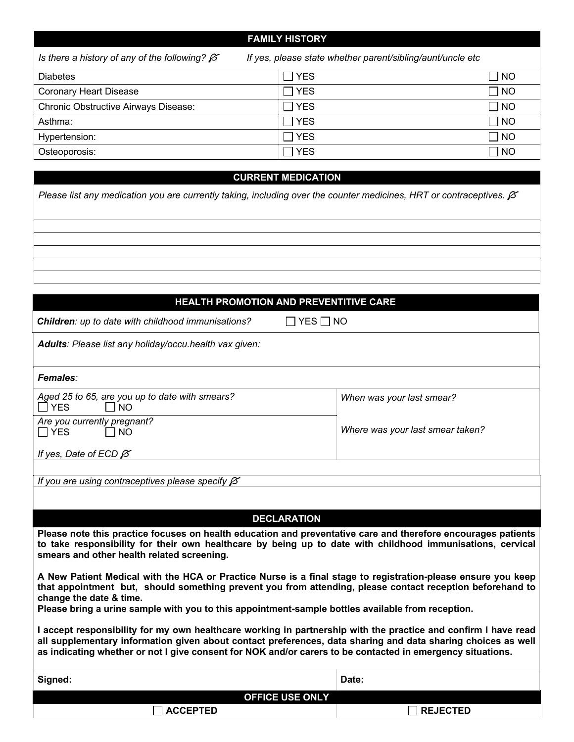## FAMILY HISTORY

| *Is there a history of any of the following?* ✍ | *If yes, please state whether parent/sibling/aunt/uncle etc* | |
|---|---|---|
| Diabetes | ☐ YES | ☐ NO |
| Coronary Heart Disease | ☐ YES | ☐ NO |
| Chronic Obstructive Airways Disease: | ☐ YES | ☐ NO |
| Asthma: | ☐ YES | ☐ NO |
| Hypertension: | ☐ YES | ☐ NO |
| Osteoporosis: | ☐ YES | ☐ NO |

## CURRENT MEDICATION

*Please list any medication you are currently taking, including over the counter medicines, HRT or contraceptives.* ✍

## HEALTH PROMOTION AND PREVENTITIVE CARE

***Children**: up to date with childhood immunisations?* ☐ YES ☐ NO

***Adults**: Please list any holiday/occu.health vax given:*

***Females**:*

| | |
|---|---|
| *Aged 25 to 65, are you up to date with smears?* ☐ YES ☐ NO | *When was your last smear?* |
| *Are you currently pregnant?* ☐ YES ☐ NO *If yes, Date of ECD* ✍ | *Where was your last smear taken?* |

*If you are using contraceptives please specify* ✍

## DECLARATION

**Please note this practice focuses on health education and preventative care and therefore encourages patients to take responsibility for their own healthcare by being up to date with childhood immunisations, cervical smears and other health related screening.**

**A New Patient Medical with the HCA or Practice Nurse is a final stage to registration-please ensure you keep that appointment but, should something prevent you from attending, please contact reception beforehand to change the date & time.**

**Please bring a urine sample with you to this appointment-sample bottles available from reception.**

**I accept responsibility for my own healthcare working in partnership with the practice and confirm I have read all supplementary information given about contact preferences, data sharing and data sharing choices as well as indicating whether or not I give consent for NOK and/or carers to be contacted in emergency situations.**

| **Signed:** | **Date:** |
|---|---|

## OFFICE USE ONLY

| ☐ **ACCEPTED** | ☐ **REJECTED** |
|---|---|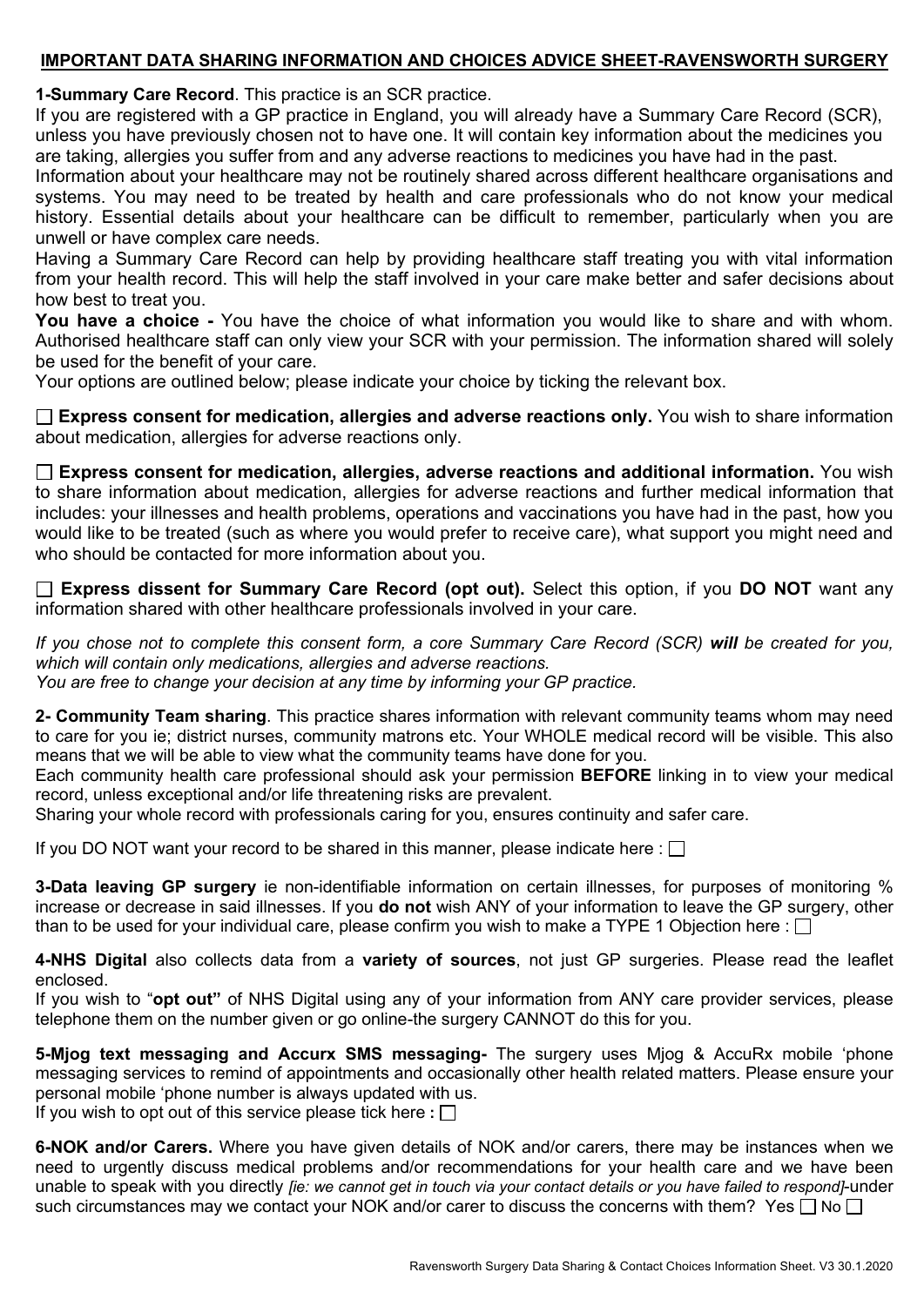# IMPORTANT DATA SHARING INFORMATION AND CHOICES ADVICE SHEET-RAVENSWORTH SURGERY

**1-Summary Care Record**. This practice is an SCR practice.

If you are registered with a GP practice in England, you will already have a Summary Care Record (SCR), unless you have previously chosen not to have one. It will contain key information about the medicines you are taking, allergies you suffer from and any adverse reactions to medicines you have had in the past.

Information about your healthcare may not be routinely shared across different healthcare organisations and systems. You may need to be treated by health and care professionals who do not know your medical history. Essential details about your healthcare can be difficult to remember, particularly when you are unwell or have complex care needs.

Having a Summary Care Record can help by providing healthcare staff treating you with vital information from your health record. This will help the staff involved in your care make better and safer decisions about how best to treat you.

**You have a choice -** You have the choice of what information you would like to share and with whom. Authorised healthcare staff can only view your SCR with your permission. The information shared will solely be used for the benefit of your care.

Your options are outlined below; please indicate your choice by ticking the relevant box.

☐ **Express consent for medication, allergies and adverse reactions only.** You wish to share information about medication, allergies for adverse reactions only.

☐ **Express consent for medication, allergies, adverse reactions and additional information.** You wish to share information about medication, allergies for adverse reactions and further medical information that includes: your illnesses and health problems, operations and vaccinations you have had in the past, how you would like to be treated (such as where you would prefer to receive care), what support you might need and who should be contacted for more information about you.

☐ **Express dissent for Summary Care Record (opt out).** Select this option, if you **DO NOT** want any information shared with other healthcare professionals involved in your care.

*If you chose not to complete this consent form, a core Summary Care Record (SCR)* ***will*** *be created for you, which will contain only medications, allergies and adverse reactions.*
*You are free to change your decision at any time by informing your GP practice.*

**2- Community Team sharing**. This practice shares information with relevant community teams whom may need to care for you ie; district nurses, community matrons etc. Your WHOLE medical record will be visible. This also means that we will be able to view what the community teams have done for you.

Each community health care professional should ask your permission **BEFORE** linking in to view your medical record, unless exceptional and/or life threatening risks are prevalent.

Sharing your whole record with professionals caring for you, ensures continuity and safer care.

If you DO NOT want your record to be shared in this manner, please indicate here : ☐

**3-Data leaving GP surgery** ie non-identifiable information on certain illnesses, for purposes of monitoring % increase or decrease in said illnesses. If you **do not** wish ANY of your information to leave the GP surgery, other than to be used for your individual care, please confirm you wish to make a TYPE 1 Objection here : ☐

**4-NHS Digital** also collects data from a **variety of sources**, not just GP surgeries. Please read the leaflet enclosed.

If you wish to "**opt out"** of NHS Digital using any of your information from ANY care provider services, please telephone them on the number given or go online-the surgery CANNOT do this for you.

**5-Mjog text messaging and Accurx SMS messaging-** The surgery uses Mjog & AccuRx mobile 'phone messaging services to remind of appointments and occasionally other health related matters. Please ensure your personal mobile 'phone number is always updated with us.

If you wish to opt out of this service please tick here **:** ☐

**6-NOK and/or Carers.** Where you have given details of NOK and/or carers, there may be instances when we need to urgently discuss medical problems and/or recommendations for your health care and we have been unable to speak with you directly *[ie: we cannot get in touch via your contact details or you have failed to respond]*-under such circumstances may we contact your NOK and/or carer to discuss the concerns with them? Yes ☐ No ☐

Ravensworth Surgery Data Sharing & Contact Choices Information Sheet. V3 30.1.2020